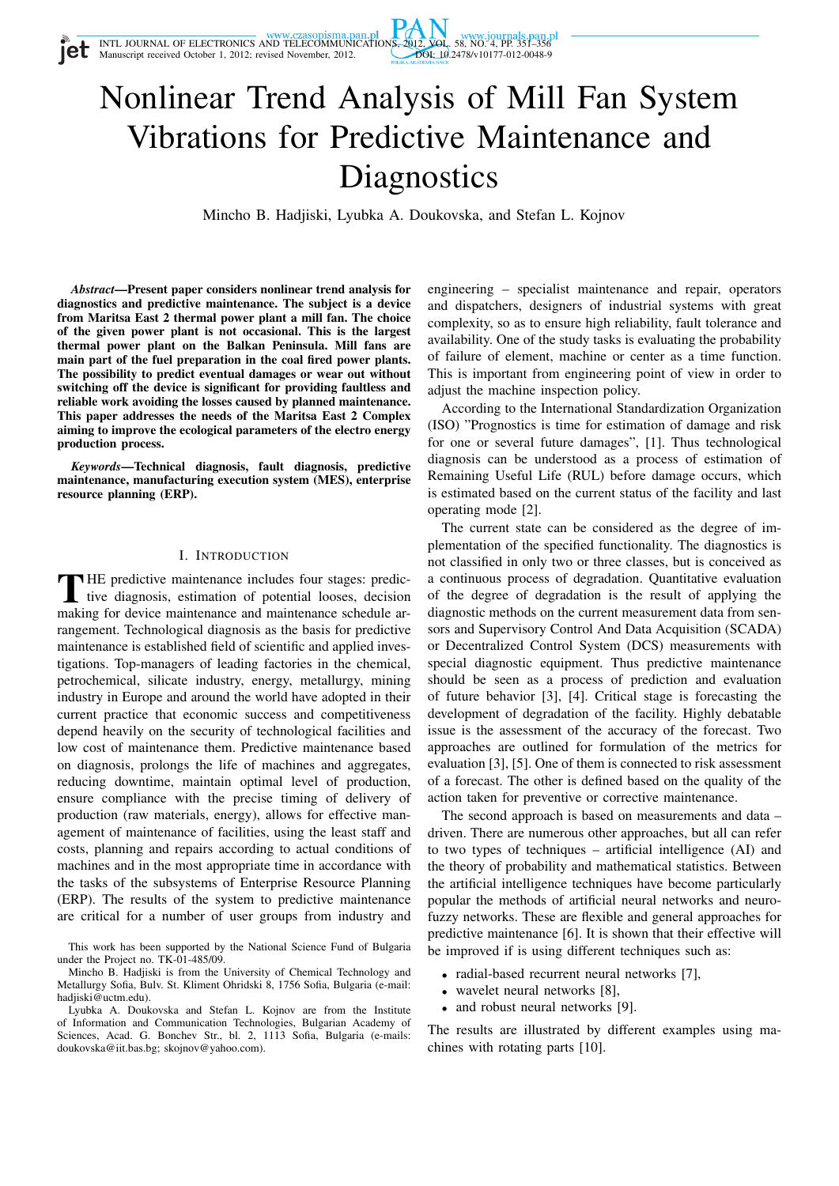# Nonlinear Trend Analysis of Mill Fan System Vibrations for Predictive Maintenance and Diagnostics

Mincho B. Hadjiski, Lyubka A. Doukovska, and Stefan L. Kojnov

***Abstract*—Present paper considers nonlinear trend analysis for diagnostics and predictive maintenance. The subject is a device from Maritsa East 2 thermal power plant a mill fan. The choice of the given power plant is not occasional. This is the largest thermal power plant on the Balkan Peninsula. Mill fans are main part of the fuel preparation in the coal fired power plants. The possibility to predict eventual damages or wear out without switching off the device is significant for providing faultless and reliable work avoiding the losses caused by planned maintenance. This paper addresses the needs of the Maritsa East 2 Complex aiming to improve the ecological parameters of the electro energy production process.**

***Keywords*—Technical diagnosis, fault diagnosis, predictive maintenance, manufacturing execution system (MES), enterprise resource planning (ERP).**

## I. Introduction

The predictive maintenance includes four stages: predictive diagnosis, estimation of potential looses, decision making for device maintenance and maintenance schedule arrangement. Technological diagnosis as the basis for predictive maintenance is established field of scientific and applied investigations. Top-managers of leading factories in the chemical, petrochemical, silicate industry, energy, metallurgy, mining industry in Europe and around the world have adopted in their current practice that economic success and competitiveness depend heavily on the security of technological facilities and low cost of maintenance them. Predictive maintenance based on diagnosis, prolongs the life of machines and aggregates, reducing downtime, maintain optimal level of production, ensure compliance with the precise timing of delivery of production (raw materials, energy), allows for effective management of maintenance of facilities, using the least staff and costs, planning and repairs according to actual conditions of machines and in the most appropriate time in accordance with the tasks of the subsystems of Enterprise Resource Planning (ERP). The results of the system to predictive maintenance are critical for a number of user groups from industry and engineering – specialist maintenance and repair, operators and dispatchers, designers of industrial systems with great complexity, so as to ensure high reliability, fault tolerance and availability. One of the study tasks is evaluating the probability of failure of element, machine or center as a time function. This is important from engineering point of view in order to adjust the machine inspection policy.

This work has been supported by the National Science Fund of Bulgaria under the Project no. TK-01-485/09.

Mincho B. Hadjiski is from the University of Chemical Technology and Metallurgy Sofia, Bulv. St. Kliment Ohridski 8, 1756 Sofia, Bulgaria (e-mail: hadjiski@uctm.edu).

Lyubka A. Doukovska and Stefan L. Kojnov are from the Institute of Information and Communication Technologies, Bulgarian Academy of Sciences, Acad. G. Bonchev Str., bl. 2, 1113 Sofia, Bulgaria (e-mails: doukovska@iit.bas.bg; skojnov@yahoo.com).

According to the International Standardization Organization (ISO) "Prognostics is time for estimation of damage and risk for one or several future damages", [1]. Thus technological diagnosis can be understood as a process of estimation of Remaining Useful Life (RUL) before damage occurs, which is estimated based on the current status of the facility and last operating mode [2].

The current state can be considered as the degree of implementation of the specified functionality. The diagnostics is not classified in only two or three classes, but is conceived as a continuous process of degradation. Quantitative evaluation of the degree of degradation is the result of applying the diagnostic methods on the current measurement data from sensors and Supervisory Control And Data Acquisition (SCADA) or Decentralized Control System (DCS) measurements with special diagnostic equipment. Thus predictive maintenance should be seen as a process of prediction and evaluation of future behavior [3], [4]. Critical stage is forecasting the development of degradation of the facility. Highly debatable issue is the assessment of the accuracy of the forecast. Two approaches are outlined for formulation of the metrics for evaluation [3], [5]. One of them is connected to risk assessment of a forecast. The other is defined based on the quality of the action taken for preventive or corrective maintenance.

The second approach is based on measurements and data – driven. There are numerous other approaches, but all can refer to two types of techniques – artificial intelligence (AI) and the theory of probability and mathematical statistics. Between the artificial intelligence techniques have become particularly popular the methods of artificial neural networks and neuro-fuzzy networks. These are flexible and general approaches for predictive maintenance [6]. It is shown that their effective will be improved if is using different techniques such as:

- radial-based recurrent neural networks [7],
- wavelet neural networks [8],
- and robust neural networks [9].

The results are illustrated by different examples using machines with rotating parts [10].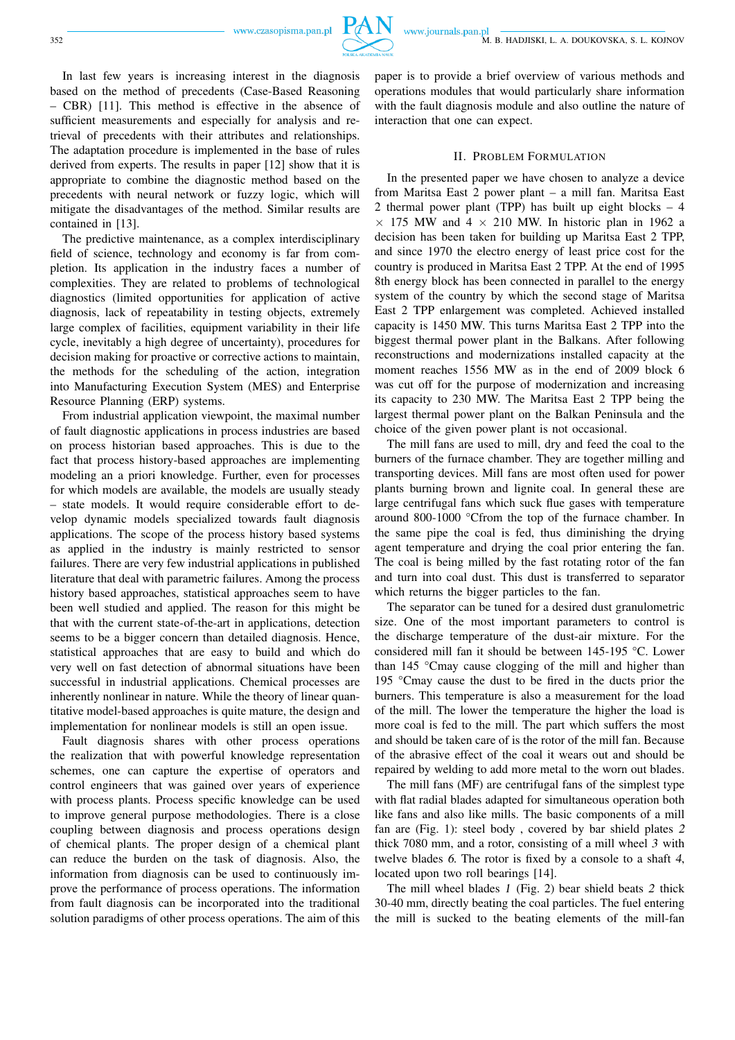In last few years is increasing interest in the diagnosis based on the method of precedents (Case-Based Reasoning – CBR) [11]. This method is effective in the absence of sufficient measurements and especially for analysis and retrieval of precedents with their attributes and relationships. The adaptation procedure is implemented in the base of rules derived from experts. The results in paper [12] show that it is appropriate to combine the diagnostic method based on the precedents with neural network or fuzzy logic, which will mitigate the disadvantages of the method. Similar results are contained in [13].

The predictive maintenance, as a complex interdisciplinary field of science, technology and economy is far from completion. Its application in the industry faces a number of complexities. They are related to problems of technological diagnostics (limited opportunities for application of active diagnosis, lack of repeatability in testing objects, extremely large complex of facilities, equipment variability in their life cycle, inevitably a high degree of uncertainty), procedures for decision making for proactive or corrective actions to maintain, the methods for the scheduling of the action, integration into Manufacturing Execution System (MES) and Enterprise Resource Planning (ERP) systems.

From industrial application viewpoint, the maximal number of fault diagnostic applications in process industries are based on process historian based approaches. This is due to the fact that process history-based approaches are implementing modeling an a priori knowledge. Further, even for processes for which models are available, the models are usually steady – state models. It would require considerable effort to develop dynamic models specialized towards fault diagnosis applications. The scope of the process history based systems as applied in the industry is mainly restricted to sensor failures. There are very few industrial applications in published literature that deal with parametric failures. Among the process history based approaches, statistical approaches seem to have been well studied and applied. The reason for this might be that with the current state-of-the-art in applications, detection seems to be a bigger concern than detailed diagnosis. Hence, statistical approaches that are easy to build and which do very well on fast detection of abnormal situations have been successful in industrial applications. Chemical processes are inherently nonlinear in nature. While the theory of linear quantitative model-based approaches is quite mature, the design and implementation for nonlinear models is still an open issue.

Fault diagnosis shares with other process operations the realization that with powerful knowledge representation schemes, one can capture the expertise of operators and control engineers that was gained over years of experience with process plants. Process specific knowledge can be used to improve general purpose methodologies. There is a close coupling between diagnosis and process operations design of chemical plants. The proper design of a chemical plant can reduce the burden on the task of diagnosis. Also, the information from diagnosis can be used to continuously improve the performance of process operations. The information from fault diagnosis can be incorporated into the traditional solution paradigms of other process operations. The aim of this paper is to provide a brief overview of various methods and operations modules that would particularly share information with the fault diagnosis module and also outline the nature of interaction that one can expect.

## II. Problem Formulation

In the presented paper we have chosen to analyze a device from Maritsa East 2 power plant – a mill fan. Maritsa East 2 thermal power plant (TPP) has built up eight blocks – 4 × 175 MW and 4 × 210 MW. In historic plan in 1962 a decision has been taken for building up Maritsa East 2 TPP, and since 1970 the electro energy of least price cost for the country is produced in Maritsa East 2 TPP. At the end of 1995 8th energy block has been connected in parallel to the energy system of the country by which the second stage of Maritsa East 2 TPP enlargement was completed. Achieved installed capacity is 1450 MW. This turns Maritsa East 2 TPP into the biggest thermal power plant in the Balkans. After following reconstructions and modernizations installed capacity at the moment reaches 1556 MW as in the end of 2009 block 6 was cut off for the purpose of modernization and increasing its capacity to 230 MW. The Maritsa East 2 TPP being the largest thermal power plant on the Balkan Peninsula and the choice of the given power plant is not occasional.

The mill fans are used to mill, dry and feed the coal to the burners of the furnace chamber. They are together milling and transporting devices. Mill fans are most often used for power plants burning brown and lignite coal. In general these are large centrifugal fans which suck flue gases with temperature around 800-1000 °Cfrom the top of the furnace chamber. In the same pipe the coal is fed, thus diminishing the drying agent temperature and drying the coal prior entering the fan. The coal is being milled by the fast rotating rotor of the fan and turn into coal dust. This dust is transferred to separator which returns the bigger particles to the fan.

The separator can be tuned for a desired dust granulometric size. One of the most important parameters to control is the discharge temperature of the dust-air mixture. For the considered mill fan it should be between 145-195 °C. Lower than 145 °Cmay cause clogging of the mill and higher than 195 °Cmay cause the dust to be fired in the ducts prior the burners. This temperature is also a measurement for the load of the mill. The lower the temperature the higher the load is more coal is fed to the mill. The part which suffers the most and should be taken care of is the rotor of the mill fan. Because of the abrasive effect of the coal it wears out and should be repaired by welding to add more metal to the worn out blades.

The mill fans (MF) are centrifugal fans of the simplest type with flat radial blades adapted for simultaneous operation both like fans and also like mills. The basic components of a mill fan are (Fig. 1): steel body , covered by bar shield plates *2* thick 7080 mm, and a rotor, consisting of a mill wheel *3* with twelve blades *6*. The rotor is fixed by a console to a shaft *4*, located upon two roll bearings [14].

The mill wheel blades *1* (Fig. 2) bear shield beats *2* thick 30-40 mm, directly beating the coal particles. The fuel entering the mill is sucked to the beating elements of the mill-fan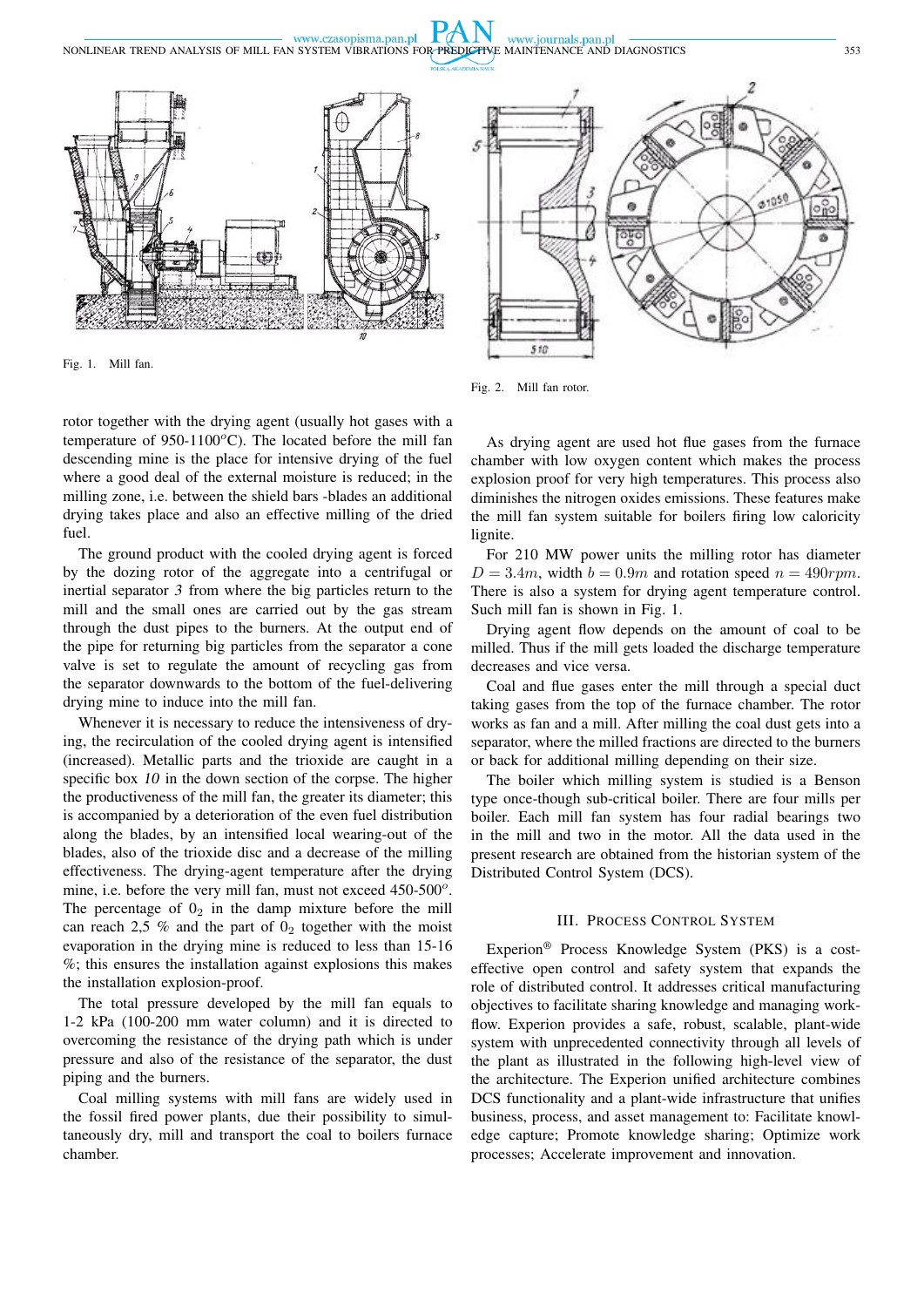Fig. 1. Mill fan.

Fig. 2. Mill fan rotor.

rotor together with the drying agent (usually hot gases with a temperature of 950-1100$^{o}$C). The located before the mill fan descending mine is the place for intensive drying of the fuel where a good deal of the external moisture is reduced; in the milling zone, i.e. between the shield bars -blades an additional drying takes place and also an effective milling of the dried fuel.

The ground product with the cooled drying agent is forced by the dozing rotor of the aggregate into a centrifugal or inertial separator *3* from where the big particles return to the mill and the small ones are carried out by the gas stream through the dust pipes to the burners. At the output end of the pipe for returning big particles from the separator a cone valve is set to regulate the amount of recycling gas from the separator downwards to the bottom of the fuel-delivering drying mine to induce into the mill fan.

Whenever it is necessary to reduce the intensiveness of drying, the recirculation of the cooled drying agent is intensified (increased). Metallic parts and the trioxide are caught in a specific box *10* in the down section of the corpse. The higher the productiveness of the mill fan, the greater its diameter; this is accompanied by a deterioration of the even fuel distribution along the blades, by an intensified local wearing-out of the blades, also of the trioxide disc and a decrease of the milling effectiveness. The drying-agent temperature after the drying mine, i.e. before the very mill fan, must not exceed 450-500$^{o}$. The percentage of $0_2$ in the damp mixture before the mill can reach 2,5 % and the part of $0_2$ together with the moist evaporation in the drying mine is reduced to less than 15-16 %; this ensures the installation against explosions this makes the installation explosion-proof.

The total pressure developed by the mill fan equals to 1-2 kPa (100-200 mm water column) and it is directed to overcoming the resistance of the drying path which is under pressure and also of the resistance of the separator, the dust piping and the burners.

Coal milling systems with mill fans are widely used in the fossil fired power plants, due their possibility to simultaneously dry, mill and transport the coal to boilers furnace chamber.

As drying agent are used hot flue gases from the furnace chamber with low oxygen content which makes the process explosion proof for very high temperatures. This process also diminishes the nitrogen oxides emissions. These features make the mill fan system suitable for boilers firing low caloricity lignite.

For 210 MW power units the milling rotor has diameter $D = 3.4m$, width $b = 0.9m$ and rotation speed $n = 490rpm$. There is also a system for drying agent temperature control. Such mill fan is shown in Fig. 1.

Drying agent flow depends on the amount of coal to be milled. Thus if the mill gets loaded the discharge temperature decreases and vice versa.

Coal and flue gases enter the mill through a special duct taking gases from the top of the furnace chamber. The rotor works as fan and a mill. After milling the coal dust gets into a separator, where the milled fractions are directed to the burners or back for additional milling depending on their size.

The boiler which milling system is studied is a Benson type once-though sub-critical boiler. There are four mills per boiler. Each mill fan system has four radial bearings two in the mill and two in the motor. All the data used in the present research are obtained from the historian system of the Distributed Control System (DCS).

## III. Process Control System

Experion® Process Knowledge System (PKS) is a cost-effective open control and safety system that expands the role of distributed control. It addresses critical manufacturing objectives to facilitate sharing knowledge and managing workflow. Experion provides a safe, robust, scalable, plant-wide system with unprecedented connectivity through all levels of the plant as illustrated in the following high-level view of the architecture. The Experion unified architecture combines DCS functionality and a plant-wide infrastructure that unifies business, process, and asset management to: Facilitate knowledge capture; Promote knowledge sharing; Optimize work processes; Accelerate improvement and innovation.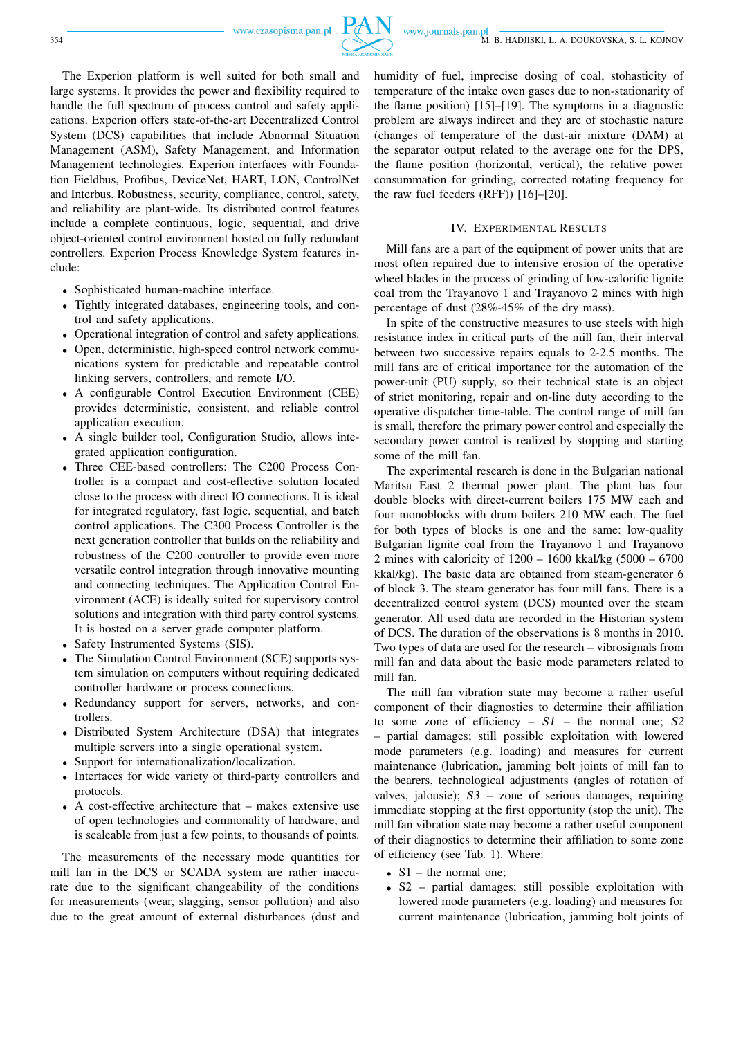The Experion platform is well suited for both small and large systems. It provides the power and flexibility required to handle the full spectrum of process control and safety applications. Experion offers state-of-the-art Decentralized Control System (DCS) capabilities that include Abnormal Situation Management (ASM), Safety Management, and Information Management technologies. Experion interfaces with Foundation Fieldbus, Profibus, DeviceNet, HART, LON, ControlNet and Interbus. Robustness, security, compliance, control, safety, and reliability are plant-wide. Its distributed control features include a complete continuous, logic, sequential, and drive object-oriented control environment hosted on fully redundant controllers. Experion Process Knowledge System features include:

- Sophisticated human-machine interface.
- Tightly integrated databases, engineering tools, and control and safety applications.
- Operational integration of control and safety applications.
- Open, deterministic, high-speed control network communications system for predictable and repeatable control linking servers, controllers, and remote I/O.
- A configurable Control Execution Environment (CEE) provides deterministic, consistent, and reliable control application execution.
- A single builder tool, Configuration Studio, allows integrated application configuration.
- Three CEE-based controllers: The C200 Process Controller is a compact and cost-effective solution located close to the process with direct IO connections. It is ideal for integrated regulatory, fast logic, sequential, and batch control applications. The C300 Process Controller is the next generation controller that builds on the reliability and robustness of the C200 controller to provide even more versatile control integration through innovative mounting and connecting techniques. The Application Control Environment (ACE) is ideally suited for supervisory control solutions and integration with third party control systems. It is hosted on a server grade computer platform.
- Safety Instrumented Systems (SIS).
- The Simulation Control Environment (SCE) supports system simulation on computers without requiring dedicated controller hardware or process connections.
- Redundancy support for servers, networks, and controllers.
- Distributed System Architecture (DSA) that integrates multiple servers into a single operational system.
- Support for internationalization/localization.
- Interfaces for wide variety of third-party controllers and protocols.
- A cost-effective architecture that – makes extensive use of open technologies and commonality of hardware, and is scaleable from just a few points, to thousands of points.

The measurements of the necessary mode quantities for mill fan in the DCS or SCADA system are rather inaccurate due to the significant changeability of the conditions for measurements (wear, slagging, sensor pollution) and also due to the great amount of external disturbances (dust and humidity of fuel, imprecise dosing of coal, stohasticity of temperature of the intake oven gases due to non-stationarity of the flame position) [15]–[19]. The symptoms in a diagnostic problem are always indirect and they are of stochastic nature (changes of temperature of the dust-air mixture (DAM) at the separator output related to the average one for the DPS, the flame position (horizontal, vertical), the relative power consummation for grinding, corrected rotating frequency for the raw fuel feeders (RFF)) [16]–[20].

## IV. Experimental Results

Mill fans are a part of the equipment of power units that are most often repaired due to intensive erosion of the operative wheel blades in the process of grinding of low-calorific lignite coal from the Trayanovo 1 and Trayanovo 2 mines with high percentage of dust (28%-45% of the dry mass).

In spite of the constructive measures to use steels with high resistance index in critical parts of the mill fan, their interval between two successive repairs equals to 2-2.5 months. The mill fans are of critical importance for the automation of the power-unit (PU) supply, so their technical state is an object of strict monitoring, repair and on-line duty according to the operative dispatcher time-table. The control range of mill fan is small, therefore the primary power control and especially the secondary power control is realized by stopping and starting some of the mill fan.

The experimental research is done in the Bulgarian national Maritsa East 2 thermal power plant. The plant has four double blocks with direct-current boilers 175 MW each and four monoblocks with drum boilers 210 MW each. The fuel for both types of blocks is one and the same: low-quality Bulgarian lignite coal from the Trayanovo 1 and Trayanovo 2 mines with caloricity of 1200 – 1600 kkal/kg (5000 – 6700 kkal/kg). The basic data are obtained from steam-generator 6 of block 3. The steam generator has four mill fans. There is a decentralized control system (DCS) mounted over the steam generator. All used data are recorded in the Historian system of DCS. The duration of the observations is 8 months in 2010. Two types of data are used for the research – vibrosignals from mill fan and data about the basic mode parameters related to mill fan.

The mill fan vibration state may become a rather useful component of their diagnostics to determine their affiliation to some zone of efficiency – *S1* – the normal one; *S2* – partial damages; still possible exploitation with lowered mode parameters (e.g. loading) and measures for current maintenance (lubrication, jamming bolt joints of mill fan to the bearers, technological adjustments (angles of rotation of valves, jalousie); *S3* – zone of serious damages, requiring immediate stopping at the first opportunity (stop the unit). The mill fan vibration state may become a rather useful component of their diagnostics to determine their affiliation to some zone of efficiency (see Tab. 1). Where:

- S1 – the normal one;
- S2 – partial damages; still possible exploitation with lowered mode parameters (e.g. loading) and measures for current maintenance (lubrication, jamming bolt joints of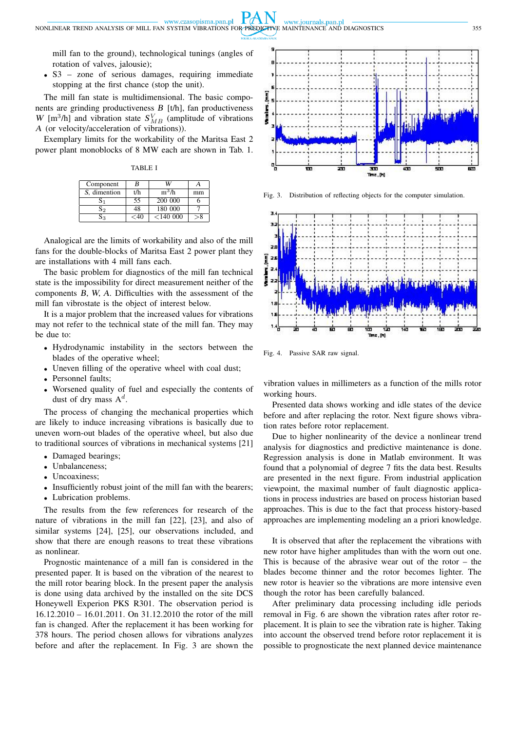mill fan to the ground), technological tunings (angles of rotation of valves, jalousie);

- S3 – zone of serious damages, requiring immediate stopping at the first chance (stop the unit).

The mill fan state is multidimensional. The basic components are grinding productiveness $B$ [t/h], fan productiveness $W$ [m$^3$/h] and vibration state $S_{MB}^{V}$ (amplitude of vibrations $A$ (or velocity/acceleration of vibrations)).

Exemplary limits for the workability of the Maritsa East 2 power plant monoblocks of 8 MW each are shown in Tab. 1.

TABLE I

| Component | $B$ | $W$ | $A$ |
|---|---|---|---|
| $S$, dimention | t/h | m$^3$/h | mm |
| $S_1$ | 55 | 200 000 | 6 |
| $S_2$ | 48 | 180 000 | 7 |
| $S_3$ | <40 | <140 000 | >8 |

Analogical are the limits of workability and also of the mill fans for the double-blocks of Maritsa East 2 power plant they are installations with 4 mill fans each.

The basic problem for diagnostics of the mill fan technical state is the impossibility for direct measurement neither of the components $B$, $W$, $A$. Difficulties with the assessment of the mill fan vibrostate is the object of interest below.

It is a major problem that the increased values for vibrations may not refer to the technical state of the mill fan. They may be due to:

- Hydrodynamic instability in the sectors between the blades of the operative wheel;
- Uneven filling of the operative wheel with coal dust;
- Personnel faults;
- Worsened quality of fuel and especially the contents of dust of dry mass $A^d$.

The process of changing the mechanical properties which are likely to induce increasing vibrations is basically due to uneven worn-out blades of the operative wheel, but also due to traditional sources of vibrations in mechanical systems [21]

- Damaged bearings;
- Unbalanceness;
- Uncoaxiness;
- Insufficiently robust joint of the mill fan with the bearers;
- Lubrication problems.

The results from the few references for research of the nature of vibrations in the mill fan [22], [23], and also of similar systems [24], [25], our observations included, and show that there are enough reasons to treat these vibrations as nonlinear.

Prognostic maintenance of a mill fan is considered in the presented paper. It is based on the vibration of the nearest to the mill rotor bearing block. In the present paper the analysis is done using data archived by the installed on the site DCS Honeywell Experion PKS R301. The observation period is 16.12.2010 – 16.01.2011. On 31.12.2010 the rotor of the mill fan is changed. After the replacement it has been working for 378 hours. The period chosen allows for vibrations analyzes before and after the replacement. In Fig. 3 are shown the vibration values in millimeters as a function of the mills rotor working hours.

Fig. 3. Distribution of reflecting objects for the computer simulation.

Fig. 4. Passive SAR raw signal.

Presented data shows working and idle states of the device before and after replacing the rotor. Next figure shows vibration rates before rotor replacement.

Due to higher nonlinearity of the device a nonlinear trend analysis for diagnostics and predictive maintenance is done. Regression analysis is done in Matlab environment. It was found that a polynomial of degree 7 fits the data best. Results are presented in the next figure. From industrial application viewpoint, the maximal number of fault diagnostic applications in process industries are based on process historian based approaches. This is due to the fact that process history-based approaches are implementing modeling an a priori knowledge.

It is observed that after the replacement the vibrations with new rotor have higher amplitudes than with the worn out one. This is because of the abrasive wear out of the rotor – the blades become thinner and the rotor becomes lighter. The new rotor is heavier so the vibrations are more intensive even though the rotor has been carefully balanced.

After preliminary data processing including idle periods removal in Fig. 6 are shown the vibration rates after rotor replacement. It is plain to see the vibration rate is higher. Taking into account the observed trend before rotor replacement it is possible to prognosticate the next planned device maintenance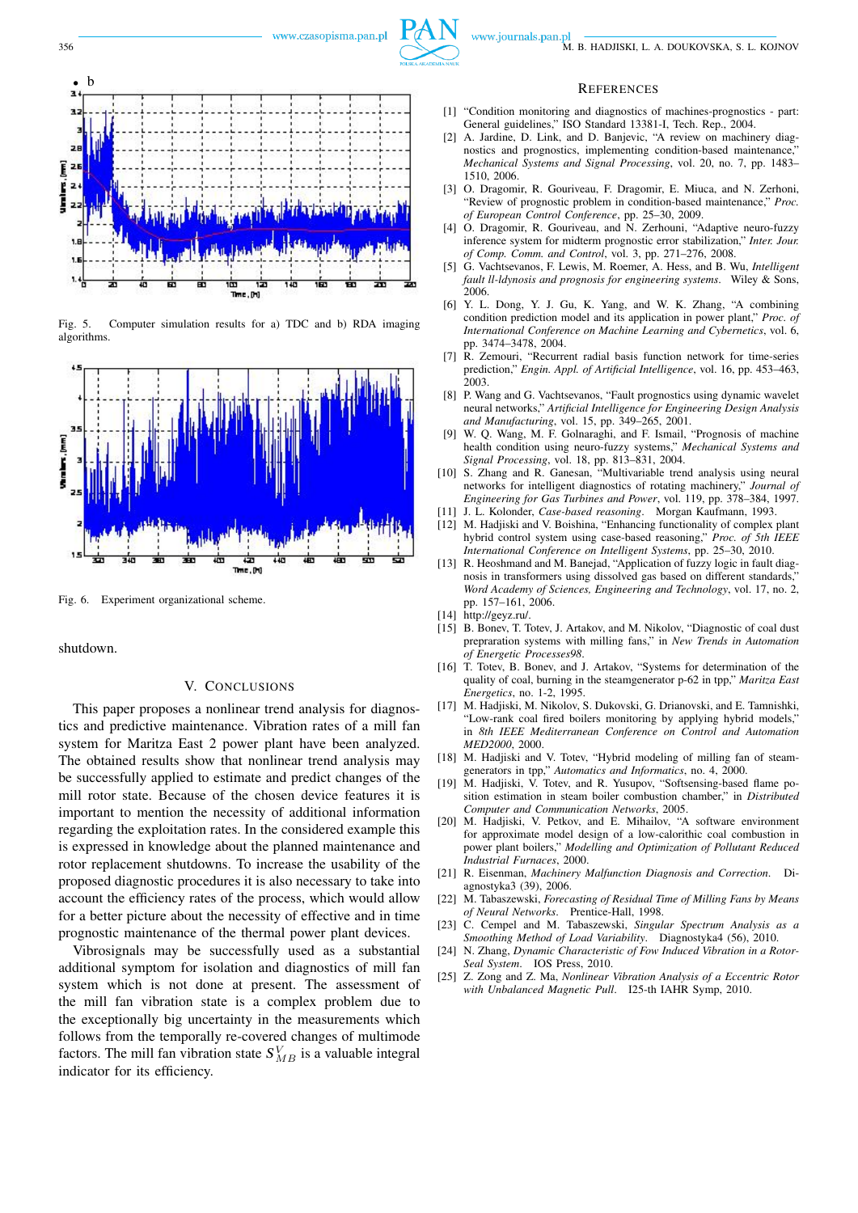• b

3.4
3.2
3
2.8
2.6
2.4
2.2
2
1.8
1.6
1.4

Vibrations, [mm]

0 20 40 60 80 100 120 140 160 180 200 220

Time, [h]

Fig. 5. Computer simulation results for a) TDC and b) RDA imaging algorithms.

4.5
4
3.5
3
2.5
2
1.5

Vibrations, [mm]

320 340 360 380 400 420 440 460 480 500 520

Time, [h]

Fig. 6. Experiment organizational scheme.

shutdown.

## V. Conclusions

This paper proposes a nonlinear trend analysis for diagnostics and predictive maintenance. Vibration rates of a mill fan system for Maritza East 2 power plant have been analyzed. The obtained results show that nonlinear trend analysis may be successfully applied to estimate and predict changes of the mill rotor state. Because of the chosen device features it is important to mention the necessity of additional information regarding the exploitation rates. In the considered example this is expressed in knowledge about the planned maintenance and rotor replacement shutdowns. To increase the usability of the proposed diagnostic procedures it is also necessary to take into account the efficiency rates of the process, which would allow for a better picture about the necessity of effective and in time prognostic maintenance of the thermal power plant devices.

Vibrosignals may be successfully used as a substantial additional symptom for isolation and diagnostics of mill fan system which is not done at present. The assessment of the mill fan vibration state is a complex problem due to the exceptionally big uncertainty in the measurements which follows from the temporally re-covered changes of multimode factors. The mill fan vibration state $S_{MB}^{V}$ is a valuable integral indicator for its efficiency.

## References

[1] "Condition monitoring and diagnostics of machines-prognostics - part: General guidelines," ISO Standard 13381-I, Tech. Rep., 2004.

[2] A. Jardine, D. Link, and D. Banjevic, "A review on machinery diagnostics and prognostics, implementing condition-based maintenance," *Mechanical Systems and Signal Processing*, vol. 20, no. 7, pp. 1483–1510, 2006.

[3] O. Dragomir, R. Gouriveau, F. Dragomir, E. Miuca, and N. Zerhoni, "Review of prognostic problem in condition-based maintenance," *Proc. of European Control Conference*, pp. 25–30, 2009.

[4] O. Dragomir, R. Gouriveau, and N. Zerhouni, "Adaptive neuro-fuzzy inference system for midterm prognostic error stabilization," *Inter. Jour. of Comp. Comm. and Control*, vol. 3, pp. 271–276, 2008.

[5] G. Vachtsevanos, F. Lewis, M. Roemer, A. Hess, and B. Wu, *Intelligent fault ll-ldynosis and prognosis for engineering systems*. Wiley & Sons, 2006.

[6] Y. L. Dong, Y. J. Gu, K. Yang, and W. K. Zhang, "A combining condition prediction model and its application in power plant," *Proc. of International Conference on Machine Learning and Cybernetics*, vol. 6, pp. 3474–3478, 2004.

[7] R. Zemouri, "Recurrent radial basis function network for time-series prediction," *Engin. Appl. of Artificial Intelligence*, vol. 16, pp. 453–463, 2003.

[8] P. Wang and G. Vachtsevanos, "Fault prognostics using dynamic wavelet neural networks," *Artificial Intelligence for Engineering Design Analysis and Manufacturing*, vol. 15, pp. 349–265, 2001.

[9] W. Q. Wang, M. F. Golnaraghi, and F. Ismail, "Prognosis of machine health condition using neuro-fuzzy systems," *Mechanical Systems and Signal Processing*, vol. 18, pp. 813–831, 2004.

[10] S. Zhang and R. Ganesan, "Multivariable trend analysis using neural networks for intelligent diagnostics of rotating machinery," *Journal of Engineering for Gas Turbines and Power*, vol. 119, pp. 378–384, 1997.

[11] J. L. Kolonder, *Case-based reasoning*. Morgan Kaufmann, 1993.

[12] M. Hadjiski and V. Boishina, "Enhancing functionality of complex plant hybrid control system using case-based reasoning," *Proc. of 5th IEEE International Conference on Intelligent Systems*, pp. 25–30, 2010.

[13] R. Heoshmand and M. Banejad, "Application of fuzzy logic in fault diagnosis in transformers using dissolved gas based on different standards," *Word Academy of Sciences, Engineering and Technology*, vol. 17, no. 2, pp. 157–161, 2006.

[14] http://geyz.ru/.

[15] B. Bonev, T. Totev, J. Artakov, and M. Nikolov, "Diagnostic of coal dust prepraration systems with milling fans," in *New Trends in Automation of Energetic Processes98*.

[16] T. Totev, B. Bonev, and J. Artakov, "Systems for determination of the quality of coal, burning in the steamgenerator p-62 in tpp," *Maritza East Energetics*, no. 1-2, 1995.

[17] M. Hadjiski, M. Nikolov, S. Dukovski, G. Drianovski, and E. Tamnishki, "Low-rank coal fired boilers monitoring by applying hybrid models," in *8th IEEE Mediterranean Conference on Control and Automation MED2000*, 2000.

[18] M. Hadjiski and V. Totev, "Hybrid modeling of milling fan of steam-generators in tpp," *Automatics and Informatics*, no. 4, 2000.

[19] M. Hadjiski, V. Totev, and R. Yusupov, "Softsensing-based flame position estimation in steam boiler combustion chamber," in *Distributed Computer and Communication Networks*, 2005.

[20] M. Hadjiski, V. Petkov, and E. Mihailov, "A software environment for approximate model design of a low-calorithic coal combustion in power plant boilers," *Modelling and Optimization of Pollutant Reduced Industrial Furnaces*, 2000.

[21] R. Eisenman, *Machinery Malfunction Diagnosis and Correction*. Diagnostyka3 (39), 2006.

[22] M. Tabaszewski, *Forecasting of Residual Time of Milling Fans by Means of Neural Networks*. Prentice-Hall, 1998.

[23] C. Cempel and M. Tabaszewski, *Singular Spectrum Analysis as a Smoothing Method of Load Variability*. Diagnostyka4 (56), 2010.

[24] N. Zhang, *Dynamic Characteristic of Fow Induced Vibration in a Rotor-Seal System*. IOS Press, 2010.

[25] Z. Zong and Z. Ma, *Nonlinear Vibration Analysis of a Eccentric Rotor with Unbalanced Magnetic Pull*. I25-th IAHR Symp, 2010.